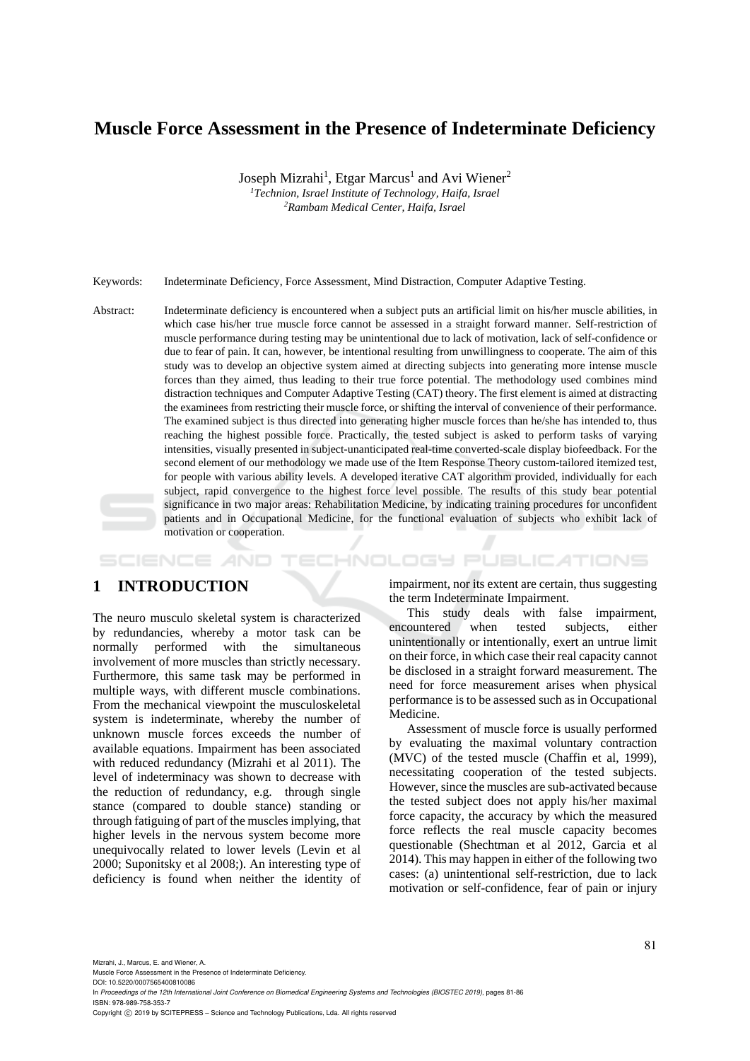# Muscle Force Assessment in the Presence of Indeterminate Deficiency

Joseph Mizrahi[1], Etgar Marcus[1] and Avi Wiener[2]

[1]*Technion, Israel Institute of Technology, Haifa, Israel*
[2]*Rambam Medical Center, Haifa, Israel*

Keywords: Indeterminate Deficiency, Force Assessment, Mind Distraction, Computer Adaptive Testing.

Abstract: Indeterminate deficiency is encountered when a subject puts an artificial limit on his/her muscle abilities, in which case his/her true muscle force cannot be assessed in a straight forward manner. Self-restriction of muscle performance during testing may be unintentional due to lack of motivation, lack of self-confidence or due to fear of pain. It can, however, be intentional resulting from unwillingness to cooperate. The aim of this study was to develop an objective system aimed at directing subjects into generating more intense muscle forces than they aimed, thus leading to their true force potential. The methodology used combines mind distraction techniques and Computer Adaptive Testing (CAT) theory. The first element is aimed at distracting the examinees from restricting their muscle force, or shifting the interval of convenience of their performance. The examined subject is thus directed into generating higher muscle forces than he/she has intended to, thus reaching the highest possible force. Practically, the tested subject is asked to perform tasks of varying intensities, visually presented in subject-unanticipated real-time converted-scale display biofeedback. For the second element of our methodology we made use of the Item Response Theory custom-tailored itemized test, for people with various ability levels. A developed iterative CAT algorithm provided, individually for each subject, rapid convergence to the highest force level possible. The results of this study bear potential significance in two major areas: Rehabilitation Medicine, by indicating training procedures for unconfident patients and in Occupational Medicine, for the functional evaluation of subjects who exhibit lack of motivation or cooperation.

## 1 INTRODUCTION

The neuro musculo skeletal system is characterized by redundancies, whereby a motor task can be normally performed with the simultaneous involvement of more muscles than strictly necessary. Furthermore, this same task may be performed in multiple ways, with different muscle combinations. From the mechanical viewpoint the musculoskeletal system is indeterminate, whereby the number of unknown muscle forces exceeds the number of available equations. Impairment has been associated with reduced redundancy (Mizrahi et al 2011). The level of indeterminacy was shown to decrease with the reduction of redundancy, e.g. through single stance (compared to double stance) standing or through fatiguing of part of the muscles implying, that higher levels in the nervous system become more unequivocally related to lower levels (Levin et al 2000; Suponitsky et al 2008;). An interesting type of deficiency is found when neither the identity of impairment, nor its extent are certain, thus suggesting the term Indeterminate Impairment.

This study deals with false impairment, encountered when tested subjects, either unintentionally or intentionally, exert an untrue limit on their force, in which case their real capacity cannot be disclosed in a straight forward measurement. The need for force measurement arises when physical performance is to be assessed such as in Occupational Medicine.

Assessment of muscle force is usually performed by evaluating the maximal voluntary contraction (MVC) of the tested muscle (Chaffin et al, 1999), necessitating cooperation of the tested subjects. However, since the muscles are sub-activated because the tested subject does not apply his/her maximal force capacity, the accuracy by which the measured force reflects the real muscle capacity becomes questionable (Shechtman et al 2012, Garcia et al 2014). This may happen in either of the following two cases: (a) unintentional self-restriction, due to lack motivation or self-confidence, fear of pain or injury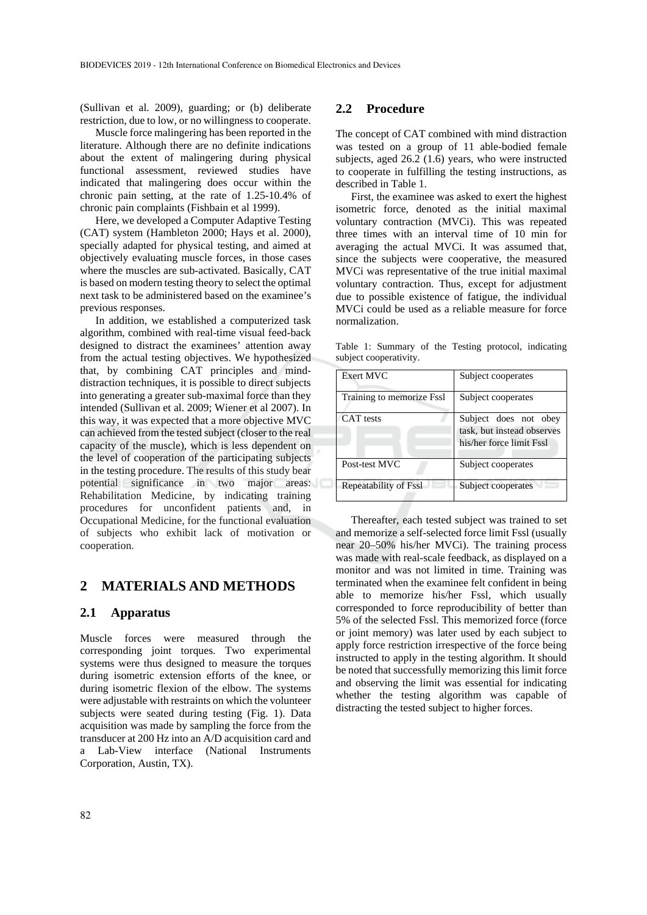(Sullivan et al. 2009), guarding; or (b) deliberate restriction, due to low, or no willingness to cooperate.

Muscle force malingering has been reported in the literature. Although there are no definite indications about the extent of malingering during physical functional assessment, reviewed studies have indicated that malingering does occur within the chronic pain setting, at the rate of 1.25-10.4% of chronic pain complaints (Fishbain et al 1999).

Here, we developed a Computer Adaptive Testing (CAT) system (Hambleton 2000; Hays et al. 2000), specially adapted for physical testing, and aimed at objectively evaluating muscle forces, in those cases where the muscles are sub-activated. Basically, CAT is based on modern testing theory to select the optimal next task to be administered based on the examinee's previous responses.

In addition, we established a computerized task algorithm, combined with real-time visual feed-back designed to distract the examinees' attention away from the actual testing objectives. We hypothesized that, by combining CAT principles and mind-distraction techniques, it is possible to direct subjects into generating a greater sub-maximal force than they intended (Sullivan et al. 2009; Wiener et al 2007). In this way, it was expected that a more objective MVC can achieved from the tested subject (closer to the real capacity of the muscle), which is less dependent on the level of cooperation of the participating subjects in the testing procedure. The results of this study bear potential significance in two major areas: Rehabilitation Medicine, by indicating training procedures for unconfident patients and, in Occupational Medicine, for the functional evaluation of subjects who exhibit lack of motivation or cooperation.

## 2 MATERIALS AND METHODS

### 2.1 Apparatus

Muscle forces were measured through the corresponding joint torques. Two experimental systems were thus designed to measure the torques during isometric extension efforts of the knee, or during isometric flexion of the elbow. The systems were adjustable with restraints on which the volunteer subjects were seated during testing (Fig. 1). Data acquisition was made by sampling the force from the transducer at 200 Hz into an A/D acquisition card and a Lab-View interface (National Instruments Corporation, Austin, TX).

### 2.2 Procedure

The concept of CAT combined with mind distraction was tested on a group of 11 able-bodied female subjects, aged 26.2 (1.6) years, who were instructed to cooperate in fulfilling the testing instructions, as described in Table 1.

First, the examinee was asked to exert the highest isometric force, denoted as the initial maximal voluntary contraction (MVCi). This was repeated three times with an interval time of 10 min for averaging the actual MVCi. It was assumed that, since the subjects were cooperative, the measured MVCi was representative of the true initial maximal voluntary contraction. Thus, except for adjustment due to possible existence of fatigue, the individual MVCi could be used as a reliable measure for force normalization.

Table 1: Summary of the Testing protocol, indicating subject cooperativity.

| | |
|---|---|
| Exert MVC | Subject cooperates |
| Training to memorize Fssl | Subject cooperates |
| CAT tests | Subject does not obey task, but instead observes his/her force limit Fssl |
| Post-test MVC | Subject cooperates |
| Repeatability of Fssl | Subject cooperates |

Thereafter, each tested subject was trained to set and memorize a self-selected force limit Fssl (usually near 20–50% his/her MVCi). The training process was made with real-scale feedback, as displayed on a monitor and was not limited in time. Training was terminated when the examinee felt confident in being able to memorize his/her Fssl, which usually corresponded to force reproducibility of better than 5% of the selected Fssl. This memorized force (force or joint memory) was later used by each subject to apply force restriction irrespective of the force being instructed to apply in the testing algorithm. It should be noted that successfully memorizing this limit force and observing the limit was essential for indicating whether the testing algorithm was capable of distracting the tested subject to higher forces.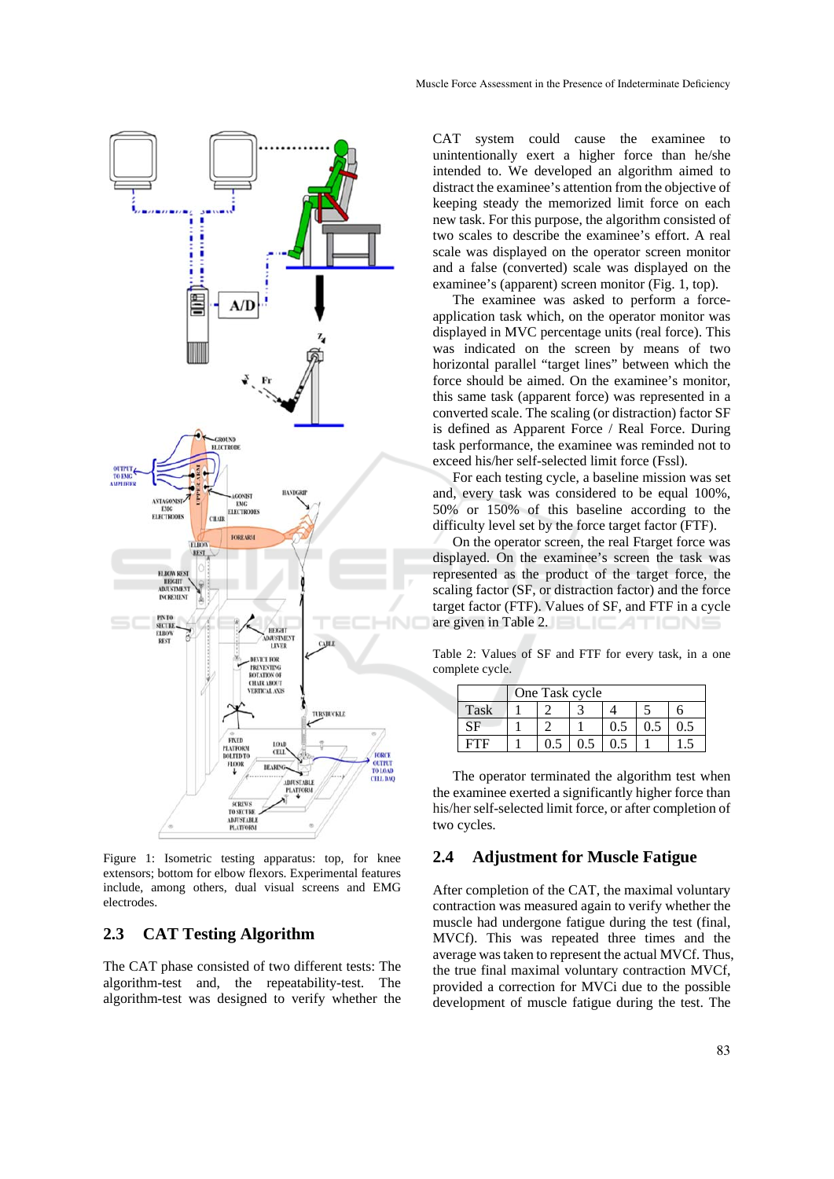Figure 1: Isometric testing apparatus: top, for knee extensors; bottom for elbow flexors. Experimental features include, among others, dual visual screens and EMG electrodes.

## 2.3 CAT Testing Algorithm

The CAT phase consisted of two different tests: The algorithm-test and, the repeatability-test. The algorithm-test was designed to verify whether the CAT system could cause the examinee to unintentionally exert a higher force than he/she intended to. We developed an algorithm aimed to distract the examinee's attention from the objective of keeping steady the memorized limit force on each new task. For this purpose, the algorithm consisted of two scales to describe the examinee's effort. A real scale was displayed on the operator screen monitor and a false (converted) scale was displayed on the examinee's (apparent) screen monitor (Fig. 1, top).

The examinee was asked to perform a force-application task which, on the operator monitor was displayed in MVC percentage units (real force). This was indicated on the screen by means of two horizontal parallel "target lines" between which the force should be aimed. On the examinee's monitor, this same task (apparent force) was represented in a converted scale. The scaling (or distraction) factor SF is defined as Apparent Force / Real Force. During task performance, the examinee was reminded not to exceed his/her self-selected limit force (Fssl).

For each testing cycle, a baseline mission was set and, every task was considered to be equal 100%, 50% or 150% of this baseline according to the difficulty level set by the force target factor (FTF).

On the operator screen, the real Ftarget force was displayed. On the examinee's screen the task was represented as the product of the target force, the scaling factor (SF, or distraction factor) and the force target factor (FTF). Values of SF, and FTF in a cycle are given in Table 2.

Table 2: Values of SF and FTF for every task, in a one complete cycle.

| | One Task cycle | | | | | |
|---|---|---|---|---|---|---|
| Task | 1 | 2 | 3 | 4 | 5 | 6 |
| SF | 1 | 2 | 1 | 0.5 | 0.5 | 0.5 |
| FTF | 1 | 0.5 | 0.5 | 0.5 | 1 | 1.5 |

The operator terminated the algorithm test when the examinee exerted a significantly higher force than his/her self-selected limit force, or after completion of two cycles.

## 2.4 Adjustment for Muscle Fatigue

After completion of the CAT, the maximal voluntary contraction was measured again to verify whether the muscle had undergone fatigue during the test (final, MVCf). This was repeated three times and the average was taken to represent the actual MVCf. Thus, the true final maximal voluntary contraction MVCf, provided a correction for MVCi due to the possible development of muscle fatigue during the test. The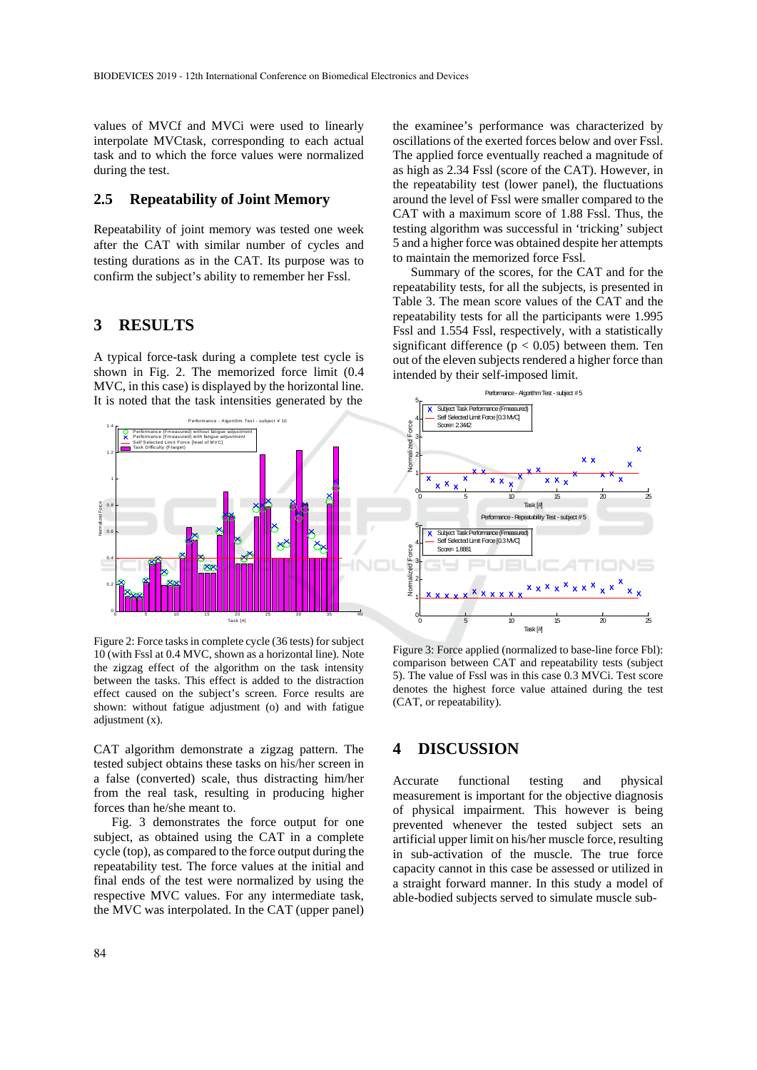values of MVCf and MVCi were used to linearly interpolate MVCtask, corresponding to each actual task and to which the force values were normalized during the test.

### 2.5 Repeatability of Joint Memory

Repeatability of joint memory was tested one week after the CAT with similar number of cycles and testing durations as in the CAT. Its purpose was to confirm the subject's ability to remember her Fssl.

## 3 RESULTS

A typical force-task during a complete test cycle is shown in Fig. 2. The memorized force limit (0.4 MVC, in this case) is displayed by the horizontal line. It is noted that the task intensities generated by the CAT algorithm demonstrate a zigzag pattern. The tested subject obtains these tasks on his/her screen in a false (converted) scale, thus distracting him/her from the real task, resulting in producing higher forces than he/she meant to.

Figure 2: Force tasks in complete cycle (36 tests) for subject 10 (with Fssl at 0.4 MVC, shown as a horizontal line). Note the zigzag effect of the algorithm on the task intensity between the tasks. This effect is added to the distraction effect caused on the subject's screen. Force results are shown: without fatigue adjustment (o) and with fatigue adjustment (x).

Fig. 3 demonstrates the force output for one subject, as obtained using the CAT in a complete cycle (top), as compared to the force output during the repeatability test. The force values at the initial and final ends of the test were normalized by using the respective MVC values. For any intermediate task, the MVC was interpolated. In the CAT (upper panel) the examinee's performance was characterized by oscillations of the exerted forces below and over Fssl. The applied force eventually reached a magnitude of as high as 2.34 Fssl (score of the CAT). However, in the repeatability test (lower panel), the fluctuations around the level of Fssl were smaller compared to the CAT with a maximum score of 1.88 Fssl. Thus, the testing algorithm was successful in 'tricking' subject 5 and a higher force was obtained despite her attempts to maintain the memorized force Fssl.

Summary of the scores, for the CAT and for the repeatability tests, for all the subjects, is presented in Table 3. The mean score values of the CAT and the repeatability tests for all the participants were 1.995 Fssl and 1.554 Fssl, respectively, with a statistically significant difference ($p < 0.05$) between them. Ten out of the eleven subjects rendered a higher force than intended by their self-imposed limit.

Figure 3: Force applied (normalized to base-line force Fbl): comparison between CAT and repeatability tests (subject 5). The value of Fssl was in this case 0.3 MVCi. Test score denotes the highest force value attained during the test (CAT, or repeatability).

## 4 DISCUSSION

Accurate functional testing and physical measurement is important for the objective diagnosis of physical impairment. This however is being prevented whenever the tested subject sets an artificial upper limit on his/her muscle force, resulting in sub-activation of the muscle. The true force capacity cannot in this case be assessed or utilized in a straight forward manner. In this study a model of able-bodied subjects served to simulate muscle sub-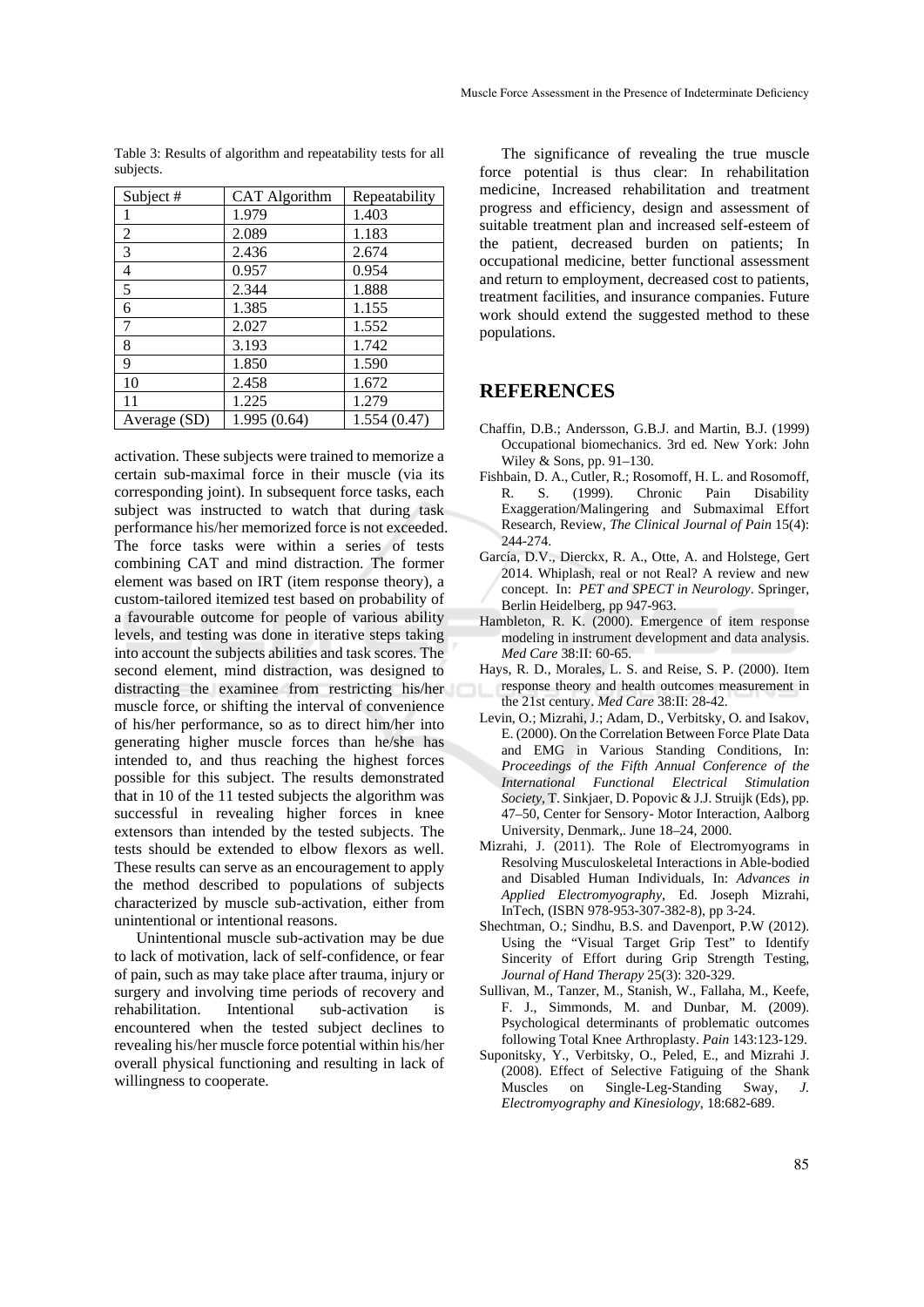Table 3: Results of algorithm and repeatability tests for all subjects.

| Subject # | CAT Algorithm | Repeatability |
|---|---|---|
| 1 | 1.979 | 1.403 |
| 2 | 2.089 | 1.183 |
| 3 | 2.436 | 2.674 |
| 4 | 0.957 | 0.954 |
| 5 | 2.344 | 1.888 |
| 6 | 1.385 | 1.155 |
| 7 | 2.027 | 1.552 |
| 8 | 3.193 | 1.742 |
| 9 | 1.850 | 1.590 |
| 10 | 2.458 | 1.672 |
| 11 | 1.225 | 1.279 |
| Average (SD) | 1.995 (0.64) | 1.554 (0.47) |

activation. These subjects were trained to memorize a certain sub-maximal force in their muscle (via its corresponding joint). In subsequent force tasks, each subject was instructed to watch that during task performance his/her memorized force is not exceeded. The force tasks were within a series of tests combining CAT and mind distraction. The former element was based on IRT (item response theory), a custom-tailored itemized test based on probability of a favourable outcome for people of various ability levels, and testing was done in iterative steps taking into account the subjects abilities and task scores. The second element, mind distraction, was designed to distracting the examinee from restricting his/her muscle force, or shifting the interval of convenience of his/her performance, so as to direct him/her into generating higher muscle forces than he/she has intended to, and thus reaching the highest forces possible for this subject. The results demonstrated that in 10 of the 11 tested subjects the algorithm was successful in revealing higher forces in knee extensors than intended by the tested subjects. The tests should be extended to elbow flexors as well. These results can serve as an encouragement to apply the method described to populations of subjects characterized by muscle sub-activation, either from unintentional or intentional reasons.

Unintentional muscle sub-activation may be due to lack of motivation, lack of self-confidence, or fear of pain, such as may take place after trauma, injury or surgery and involving time periods of recovery and rehabilitation. Intentional sub-activation is encountered when the tested subject declines to revealing his/her muscle force potential within his/her overall physical functioning and resulting in lack of willingness to cooperate.

The significance of revealing the true muscle force potential is thus clear: In rehabilitation medicine, Increased rehabilitation and treatment progress and efficiency, design and assessment of suitable treatment plan and increased self-esteem of the patient, decreased burden on patients; In occupational medicine, better functional assessment and return to employment, decreased cost to patients, treatment facilities, and insurance companies. Future work should extend the suggested method to these populations.

## REFERENCES

Chaffin, D.B.; Andersson, G.B.J. and Martin, B.J. (1999) Occupational biomechanics. 3rd ed. New York: John Wiley & Sons, pp. 91–130.

Fishbain, D. A., Cutler, R.; Rosomoff, H. L. and Rosomoff, R. S. (1999). Chronic Pain Disability Exaggeration/Malingering and Submaximal Effort Research, Review, *The Clinical Journal of Pain* 15(4): 244-274.

García, D.V., Dierckx, R. A., Otte, A. and Holstege, Gert 2014. Whiplash, real or not Real? A review and new concept. In: *PET and SPECT in Neurology*. Springer, Berlin Heidelberg, pp 947-963.

Hambleton, R. K. (2000). Emergence of item response modeling in instrument development and data analysis. *Med Care* 38:II: 60-65.

Hays, R. D., Morales, L. S. and Reise, S. P. (2000). Item response theory and health outcomes measurement in the 21st century. *Med Care* 38:II: 28-42.

Levin, O.; Mizrahi, J.; Adam, D., Verbitsky, O. and Isakov, E. (2000). On the Correlation Between Force Plate Data and EMG in Various Standing Conditions, In: *Proceedings of the Fifth Annual Conference of the International Functional Electrical Stimulation Society*, T. Sinkjaer, D. Popovic & J.J. Struijk (Eds), pp. 47–50, Center for Sensory- Motor Interaction, Aalborg University, Denmark,. June 18–24, 2000.

Mizrahi, J. (2011). The Role of Electromyograms in Resolving Musculoskeletal Interactions in Able-bodied and Disabled Human Individuals, In: *Advances in Applied Electromyography*, Ed. Joseph Mizrahi, InTech, (ISBN 978-953-307-382-8), pp 3-24.

Shechtman, O.; Sindhu, B.S. and Davenport, P.W (2012). Using the "Visual Target Grip Test" to Identify Sincerity of Effort during Grip Strength Testing, *Journal of Hand Therapy* 25(3): 320-329.

Sullivan, M., Tanzer, M., Stanish, W., Fallaha, M., Keefe, F. J., Simmonds, M. and Dunbar, M. (2009). Psychological determinants of problematic outcomes following Total Knee Arthroplasty. *Pain* 143:123-129.

Suponitsky, Y., Verbitsky, O., Peled, E., and Mizrahi J. (2008). Effect of Selective Fatiguing of the Shank Muscles on Single-Leg-Standing Sway, *J. Electromyography and Kinesiology*, 18:682-689.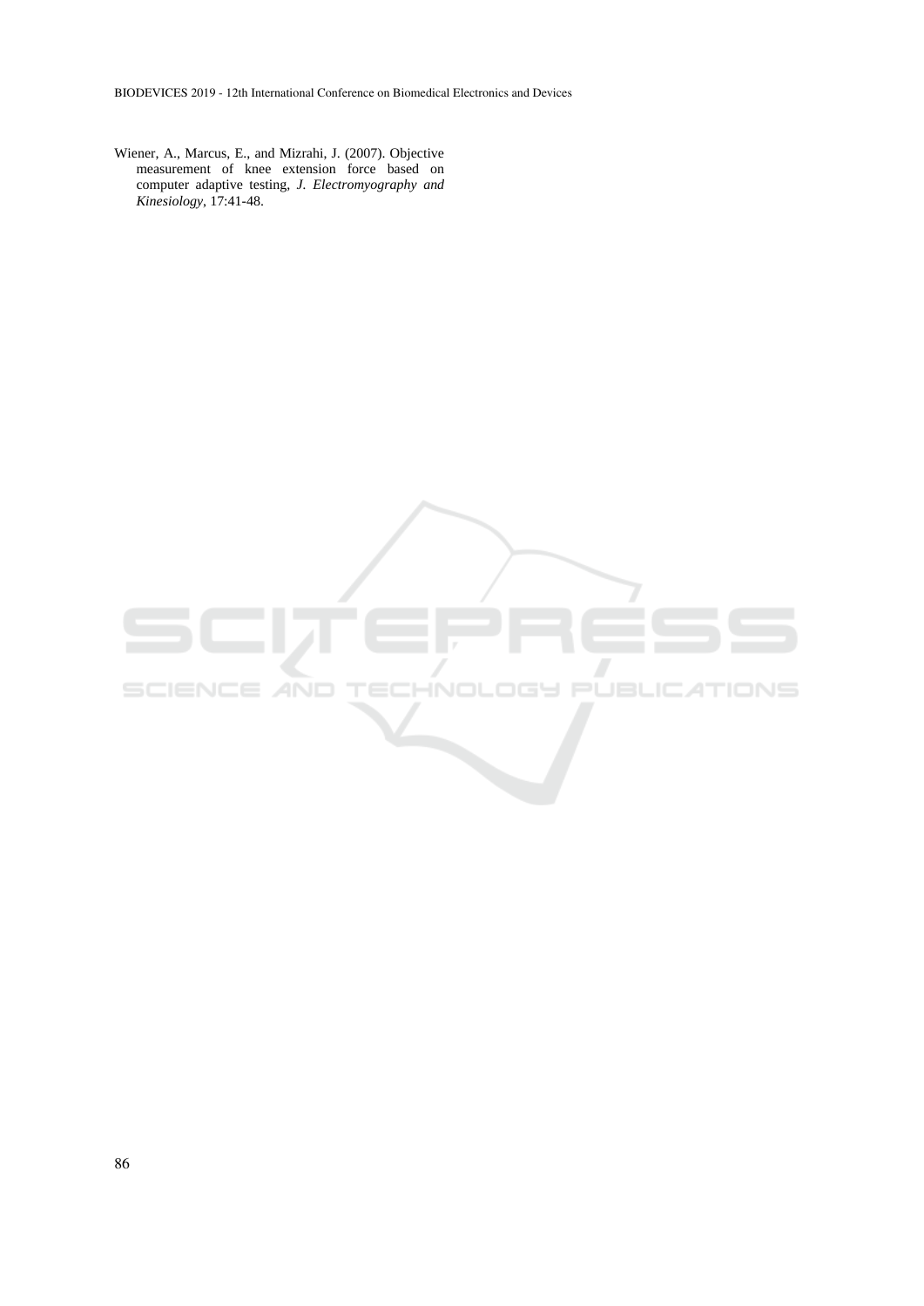Wiener, A., Marcus, E., and Mizrahi, J. (2007). Objective measurement of knee extension force based on computer adaptive testing, *J. Electromyography and Kinesiology*, 17:41-48.